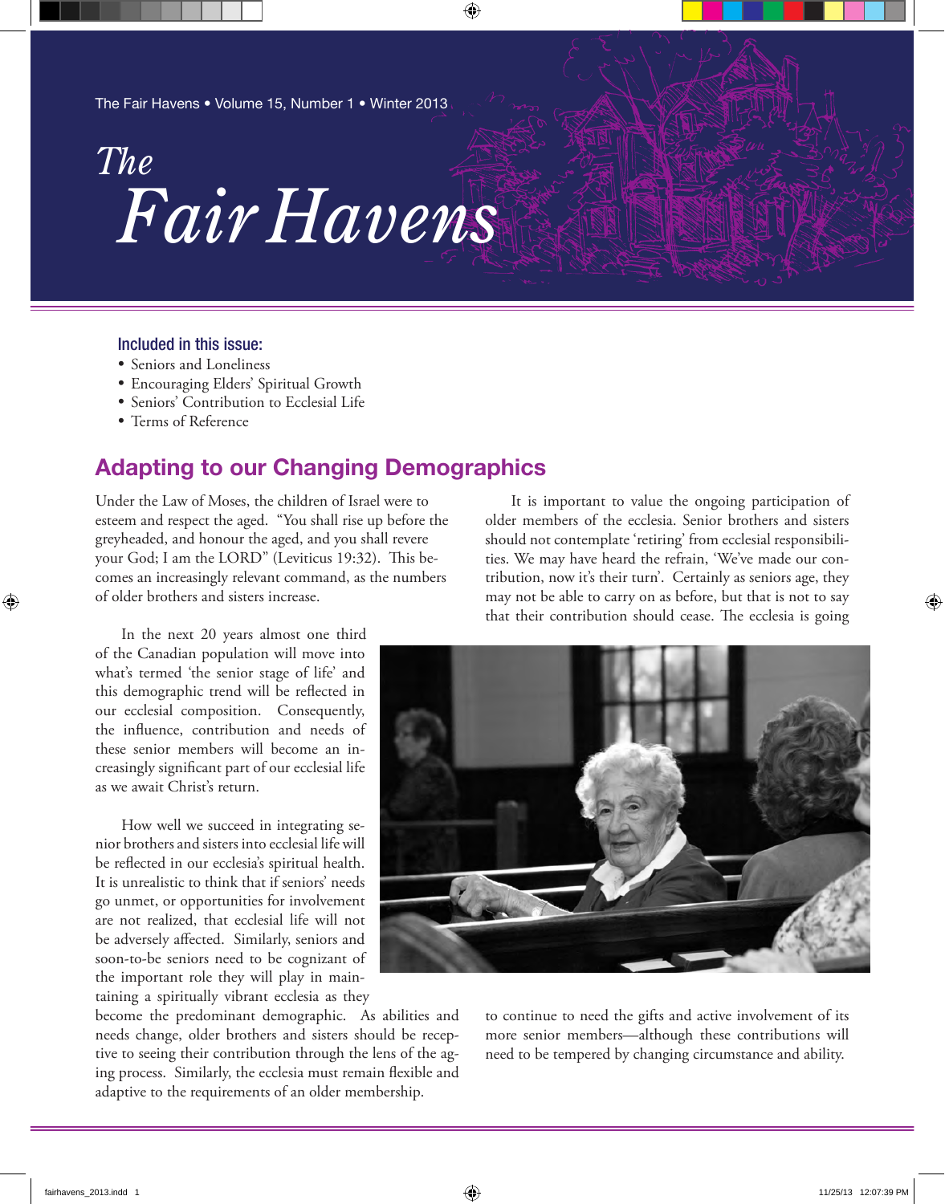# The Fair Havens

The Fair Havens • Volume 15, Number 1 • Winter 2013

### Included in this issue:

- Seniors and Loneliness
- Encouraging Elders' Spiritual Growth
- Seniors' Contribution to Ecclesial Life
- Terms of Reference

## Adapting to our Changing Demographics

Under the Law of Moses, the children of Israel were to esteem and respect the aged. "You shall rise up before the greyheaded, and honour the aged, and you shall revere your God; I am the LORD" (Leviticus 19:32). This becomes an increasingly relevant command, as the numbers of older brothers and sisters increase.

In the next 20 years almost one third of the Canadian population will move into what's termed 'the senior stage of life' and this demographic trend will be reflected in our ecclesial composition. Consequently, the influence, contribution and needs of these senior members will become an increasingly significant part of our ecclesial life as we await Christ's return.

How well we succeed in integrating senior brothers and sisters into ecclesial life will be reflected in our ecclesia's spiritual health. It is unrealistic to think that if seniors' needs go unmet, or opportunities for involvement are not realized, that ecclesial life will not be adversely affected. Similarly, seniors and soon-to-be seniors need to be cognizant of the important role they will play in maintaining a spiritually vibrant ecclesia as they become the predominant demographic. As abilities and needs change, older brothers and sisters should be receptive to seeing their contribution through the lens of the aging process. Similarly, the ecclesia must remain flexible and adaptive to the requirements of an older membership.

It is important to value the ongoing participation of older members of the ecclesia. Senior brothers and sisters should not contemplate 'retiring' from ecclesial responsibilities. We may have heard the refrain, 'We've made our contribution, now it's their turn'. Certainly as seniors age, they may not be able to carry on as before, but that is not to say that their contribution should cease. The ecclesia is going to continue to need the gifts and active involvement of its more senior members—although these contributions will need to be tempered by changing circumstance and ability.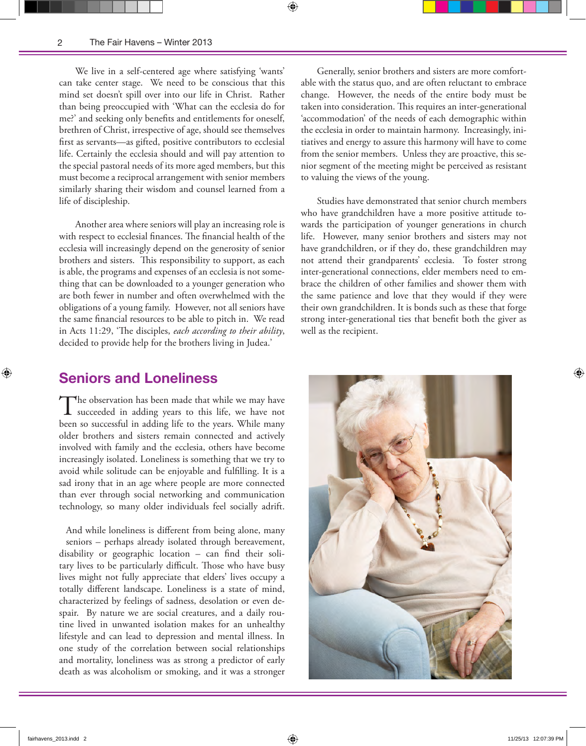We live in a self-centered age where satisfying 'wants' can take center stage. We need to be conscious that this mind set doesn't spill over into our life in Christ. Rather than being preoccupied with 'What can the ecclesia do for me?' and seeking only benefits and entitlements for oneself, brethren of Christ, irrespective of age, should see themselves first as servants—as gifted, positive contributors to ecclesial life. Certainly the ecclesia should and will pay attention to the special pastoral needs of its more aged members, but this must become a reciprocal arrangement with senior members similarly sharing their wisdom and counsel learned from a life of discipleship.

Another area where seniors will play an increasing role is with respect to ecclesial finances. The financial health of the ecclesia will increasingly depend on the generosity of senior brothers and sisters. This responsibility to support, as each is able, the programs and expenses of an ecclesia is not something that can be downloaded to a younger generation who are both fewer in number and often overwhelmed with the obligations of a young family. However, not all seniors have the same financial resources to be able to pitch in. We read in Acts 11:29, 'The disciples, *each according to their ability*, decided to provide help for the brothers living in Judea.'

Generally, senior brothers and sisters are more comfortable with the status quo, and are often reluctant to embrace change. However, the needs of the entire body must be taken into consideration. This requires an inter-generational 'accommodation' of the needs of each demographic within the ecclesia in order to maintain harmony. Increasingly, initiatives and energy to assure this harmony will have to come from the senior members. Unless they are proactive, this senior segment of the meeting might be perceived as resistant to valuing the views of the young.

Studies have demonstrated that senior church members who have grandchildren have a more positive attitude towards the participation of younger generations in church life. However, many senior brothers and sisters may not have grandchildren, or if they do, these grandchildren may not attend their grandparents' ecclesia. To foster strong inter-generational connections, elder members need to embrace the children of other families and shower them with the same patience and love that they would if they were their own grandchildren. It is bonds such as these that forge strong inter-generational ties that benefit both the giver as well as the recipient.

## Seniors and Loneliness

The observation has been made that while we may have succeeded in adding years to this life, we have not been so successful in adding life to the years. While many older brothers and sisters remain connected and actively involved with family and the ecclesia, others have become increasingly isolated. Loneliness is something that we try to avoid while solitude can be enjoyable and fulfilling. It is a sad irony that in an age where people are more connected than ever through social networking and communication technology, so many older individuals feel socially adrift.

And while loneliness is different from being alone, many seniors – perhaps already isolated through bereavement, disability or geographic location – can find their solitary lives to be particularly difficult. Those who have busy lives might not fully appreciate that elders' lives occupy a totally different landscape. Loneliness is a state of mind, characterized by feelings of sadness, desolation or even despair. By nature we are social creatures, and a daily routine lived in unwanted isolation makes for an unhealthy lifestyle and can lead to depression and mental illness. In one study of the correlation between social relationships and mortality, loneliness was as strong a predictor of early death as was alcoholism or smoking, and it was a stronger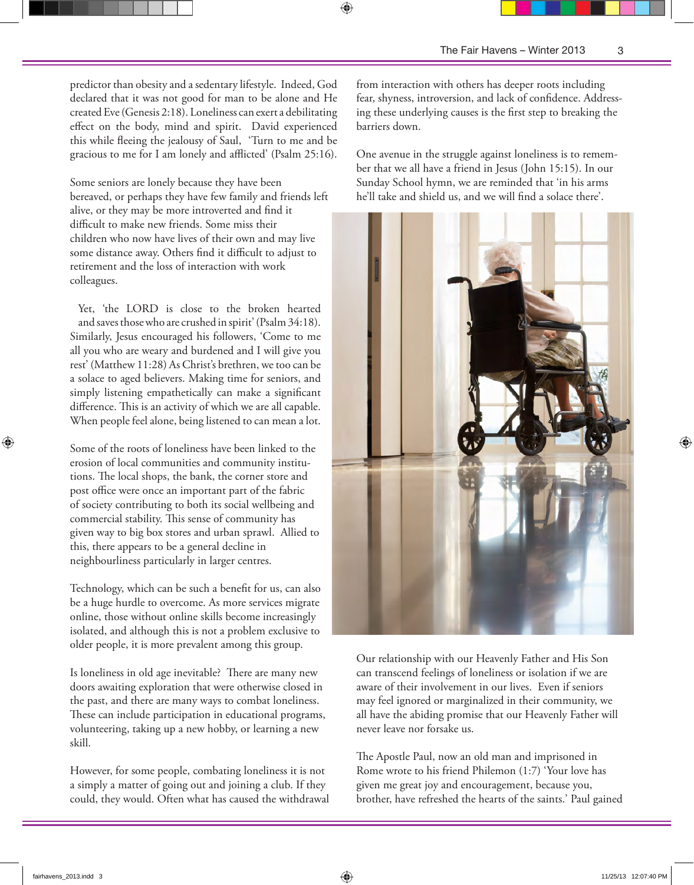predictor than obesity and a sedentary lifestyle. Indeed, God declared that it was not good for man to be alone and He created Eve (Genesis 2:18). Loneliness can exert a debilitating effect on the body, mind and spirit. David experienced this while fleeing the jealousy of Saul, 'Turn to me and be gracious to me for I am lonely and afflicted' (Psalm 25:16).

Some seniors are lonely because they have been bereaved, or perhaps they have few family and friends left alive, or they may be more introverted and find it difficult to make new friends. Some miss their children who now have lives of their own and may live some distance away. Others find it difficult to adjust to retirement and the loss of interaction with work colleagues.

Yet, 'the LORD is close to the broken hearted and saves those who are crushed in spirit' (Psalm 34:18). Similarly, Jesus encouraged his followers, 'Come to me all you who are weary and burdened and I will give you rest' (Matthew 11:28) As Christ's brethren, we too can be a solace to aged believers. Making time for seniors, and simply listening empathetically can make a significant difference. This is an activity of which we are all capable. When people feel alone, being listened to can mean a lot.

Some of the roots of loneliness have been linked to the erosion of local communities and community institutions. The local shops, the bank, the corner store and post office were once an important part of the fabric of society contributing to both its social wellbeing and commercial stability. This sense of community has given way to big box stores and urban sprawl. Allied to this, there appears to be a general decline in neighbourliness particularly in larger centres.

Technology, which can be such a benefit for us, can also be a huge hurdle to overcome. As more services migrate online, those without online skills become increasingly isolated, and although this is not a problem exclusive to older people, it is more prevalent among this group.

Is loneliness in old age inevitable? There are many new doors awaiting exploration that were otherwise closed in the past, and there are many ways to combat loneliness. These can include participation in educational programs, volunteering, taking up a new hobby, or learning a new skill.

However, for some people, combating loneliness it is not a simply a matter of going out and joining a club. If they could, they would. Often what has caused the withdrawal from interaction with others has deeper roots including fear, shyness, introversion, and lack of confidence. Addressing these underlying causes is the first step to breaking the barriers down.

One avenue in the struggle against loneliness is to remember that we all have a friend in Jesus (John 15:15). In our Sunday School hymn, we are reminded that 'in his arms he'll take and shield us, and we will find a solace there'.

Our relationship with our Heavenly Father and His Son can transcend feelings of loneliness or isolation if we are aware of their involvement in our lives. Even if seniors may feel ignored or marginalized in their community, we all have the abiding promise that our Heavenly Father will never leave nor forsake us.

The Apostle Paul, now an old man and imprisoned in Rome wrote to his friend Philemon (1:7) 'Your love has given me great joy and encouragement, because you, brother, have refreshed the hearts of the saints.' Paul gained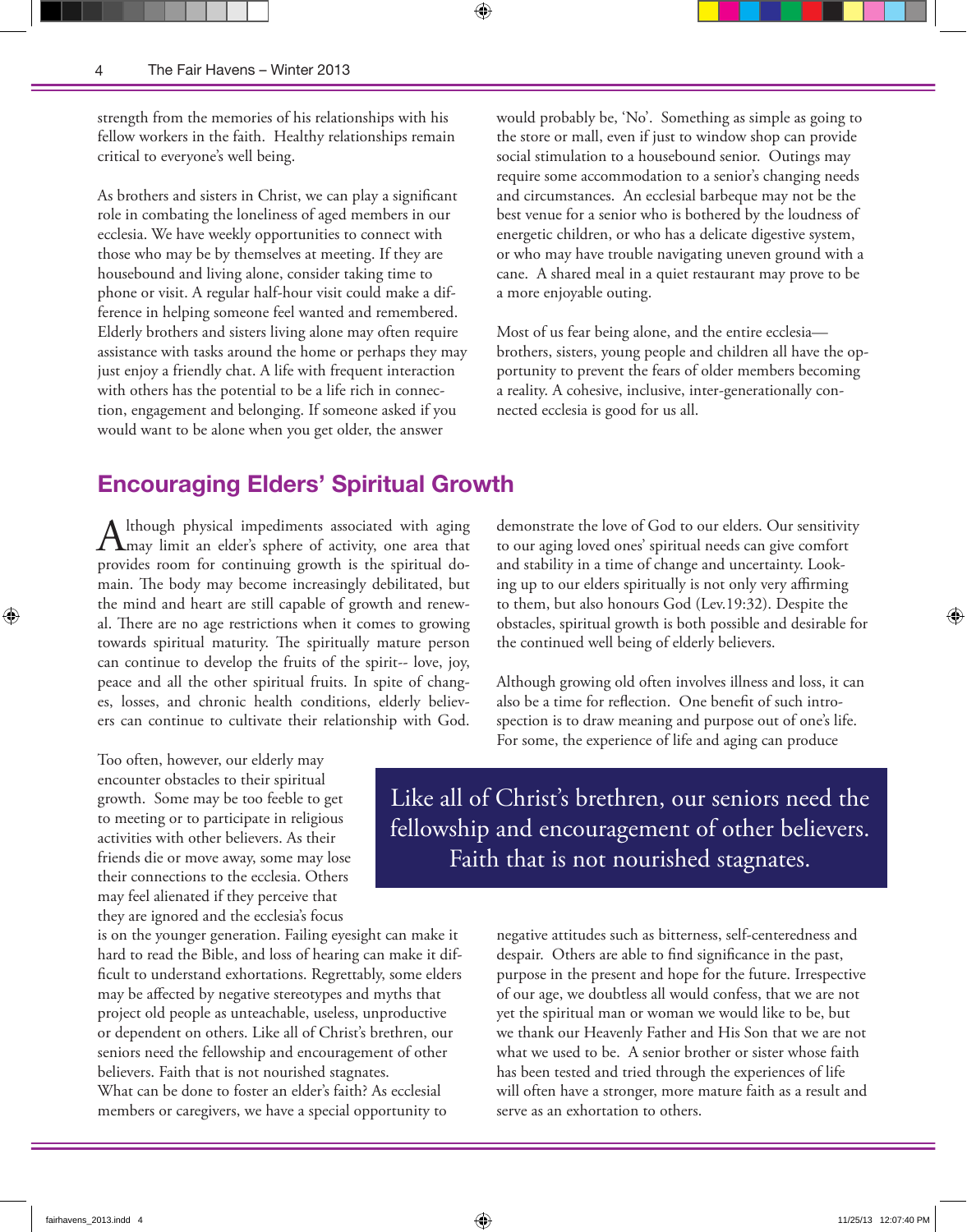strength from the memories of his relationships with his fellow workers in the faith. Healthy relationships remain critical to everyone's well being.

As brothers and sisters in Christ, we can play a significant role in combating the loneliness of aged members in our ecclesia. We have weekly opportunities to connect with those who may be by themselves at meeting. If they are housebound and living alone, consider taking time to phone or visit. A regular half-hour visit could make a difference in helping someone feel wanted and remembered. Elderly brothers and sisters living alone may often require assistance with tasks around the home or perhaps they may just enjoy a friendly chat. A life with frequent interaction with others has the potential to be a life rich in connection, engagement and belonging. If someone asked if you would want to be alone when you get older, the answer would probably be, 'No'. Something as simple as going to the store or mall, even if just to window shop can provide social stimulation to a housebound senior. Outings may require some accommodation to a senior's changing needs and circumstances. An ecclesial barbeque may not be the best venue for a senior who is bothered by the loudness of energetic children, or who has a delicate digestive system, or who may have trouble navigating uneven ground with a cane. A shared meal in a quiet restaurant may prove to be a more enjoyable outing.

Most of us fear being alone, and the entire ecclesia—brothers, sisters, young people and children all have the opportunity to prevent the fears of older members becoming a reality. A cohesive, inclusive, inter-generationally connected ecclesia is good for us all.

## Encouraging Elders' Spiritual Growth

Although physical impediments associated with aging may limit an elder's sphere of activity, one area that provides room for continuing growth is the spiritual domain. The body may become increasingly debilitated, but the mind and heart are still capable of growth and renewal. There are no age restrictions when it comes to growing towards spiritual maturity. The spiritually mature person can continue to develop the fruits of the spirit-- love, joy, peace and all the other spiritual fruits. In spite of changes, losses, and chronic health conditions, elderly believers can continue to cultivate their relationship with God.

Too often, however, our elderly may encounter obstacles to their spiritual growth. Some may be too feeble to get to meeting or to participate in religious activities with other believers. As their friends die or move away, some may lose their connections to the ecclesia. Others may feel alienated if they perceive that they are ignored and the ecclesia's focus is on the younger generation. Failing eyesight can make it hard to read the Bible, and loss of hearing can make it difficult to understand exhortations. Regrettably, some elders may be affected by negative stereotypes and myths that project old people as unteachable, useless, unproductive or dependent on others. Like all of Christ's brethren, our seniors need the fellowship and encouragement of other believers. Faith that is not nourished stagnates.
What can be done to foster an elder's faith? As ecclesial members or caregivers, we have a special opportunity to demonstrate the love of God to our elders. Our sensitivity to our aging loved ones' spiritual needs can give comfort and stability in a time of change and uncertainty. Looking up to our elders spiritually is not only very affirming to them, but also honours God (Lev.19:32). Despite the obstacles, spiritual growth is both possible and desirable for the continued well being of elderly believers.

Although growing old often involves illness and loss, it can also be a time for reflection. One benefit of such introspection is to draw meaning and purpose out of one's life. For some, the experience of life and aging can produce negative attitudes such as bitterness, self-centeredness and despair. Others are able to find significance in the past, purpose in the present and hope for the future. Irrespective of our age, we doubtless all would confess, that we are not yet the spiritual man or woman we would like to be, but we thank our Heavenly Father and His Son that we are not what we used to be. A senior brother or sister whose faith has been tested and tried through the experiences of life will often have a stronger, more mature faith as a result and serve as an exhortation to others.

> Like all of Christ's brethren, our seniors need the fellowship and encouragement of other believers. Faith that is not nourished stagnates.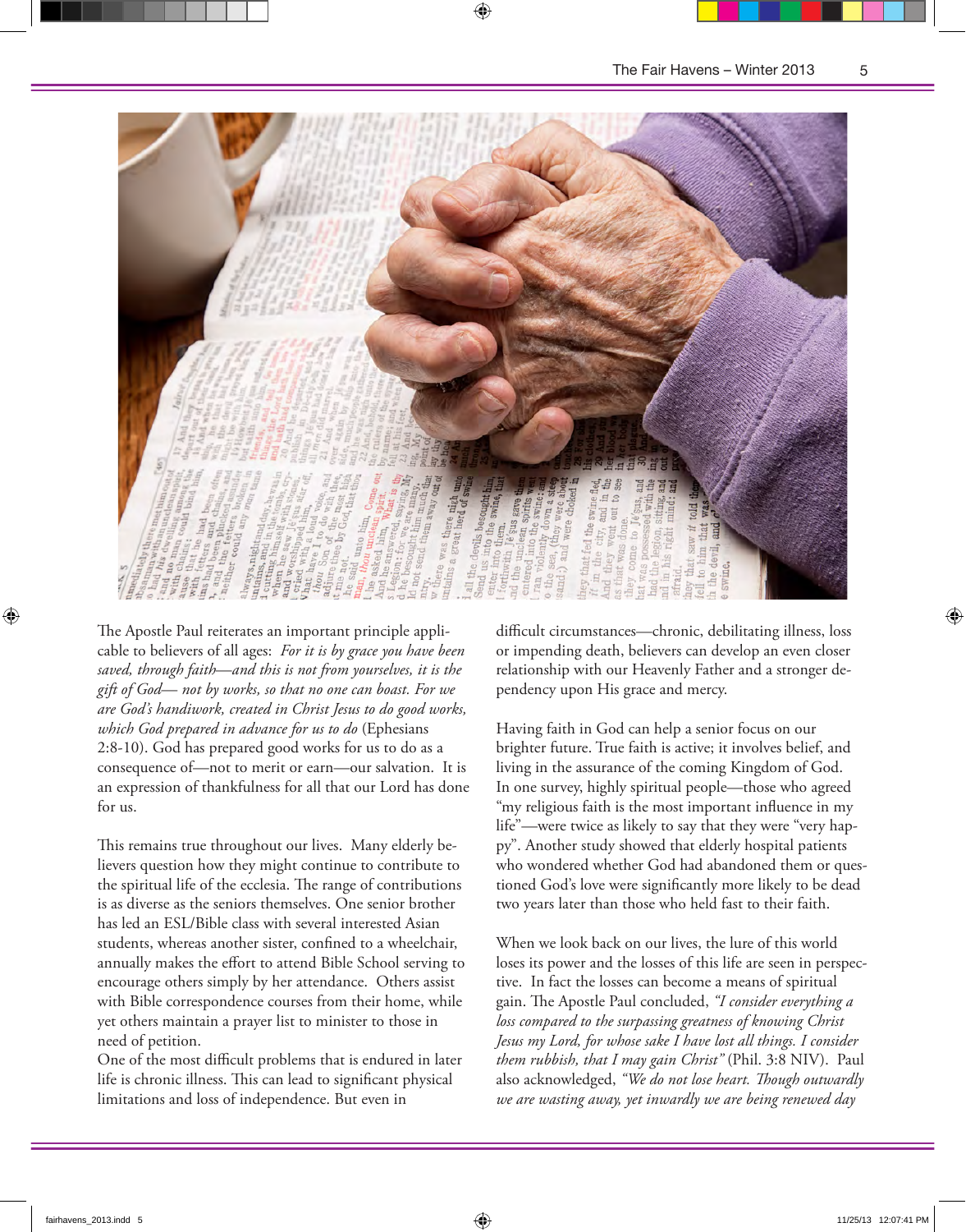The Apostle Paul reiterates an important principle applicable to believers of all ages: *For it is by grace you have been saved, through faith—and this is not from yourselves, it is the gift of God— not by works, so that no one can boast. For we are God's handiwork, created in Christ Jesus to do good works, which God prepared in advance for us to do* (Ephesians 2:8-10). God has prepared good works for us to do as a consequence of—not to merit or earn—our salvation. It is an expression of thankfulness for all that our Lord has done for us.

This remains true throughout our lives. Many elderly believers question how they might continue to contribute to the spiritual life of the ecclesia. The range of contributions is as diverse as the seniors themselves. One senior brother has led an ESL/Bible class with several interested Asian students, whereas another sister, confined to a wheelchair, annually makes the effort to attend Bible School serving to encourage others simply by her attendance. Others assist with Bible correspondence courses from their home, while yet others maintain a prayer list to minister to those in need of petition.

One of the most difficult problems that is endured in later life is chronic illness. This can lead to significant physical limitations and loss of independence. But even in difficult circumstances—chronic, debilitating illness, loss or impending death, believers can develop an even closer relationship with our Heavenly Father and a stronger dependency upon His grace and mercy.

Having faith in God can help a senior focus on our brighter future. True faith is active; it involves belief, and living in the assurance of the coming Kingdom of God. In one survey, highly spiritual people—those who agreed "my religious faith is the most important influence in my life"—were twice as likely to say that they were "very happy". Another study showed that elderly hospital patients who wondered whether God had abandoned them or questioned God's love were significantly more likely to be dead two years later than those who held fast to their faith.

When we look back on our lives, the lure of this world loses its power and the losses of this life are seen in perspective. In fact the losses can become a means of spiritual gain. The Apostle Paul concluded, *"I consider everything a loss compared to the surpassing greatness of knowing Christ Jesus my Lord, for whose sake I have lost all things. I consider them rubbish, that I may gain Christ"* (Phil. 3:8 NIV). Paul also acknowledged, *"We do not lose heart. Though outwardly we are wasting away, yet inwardly we are being renewed day*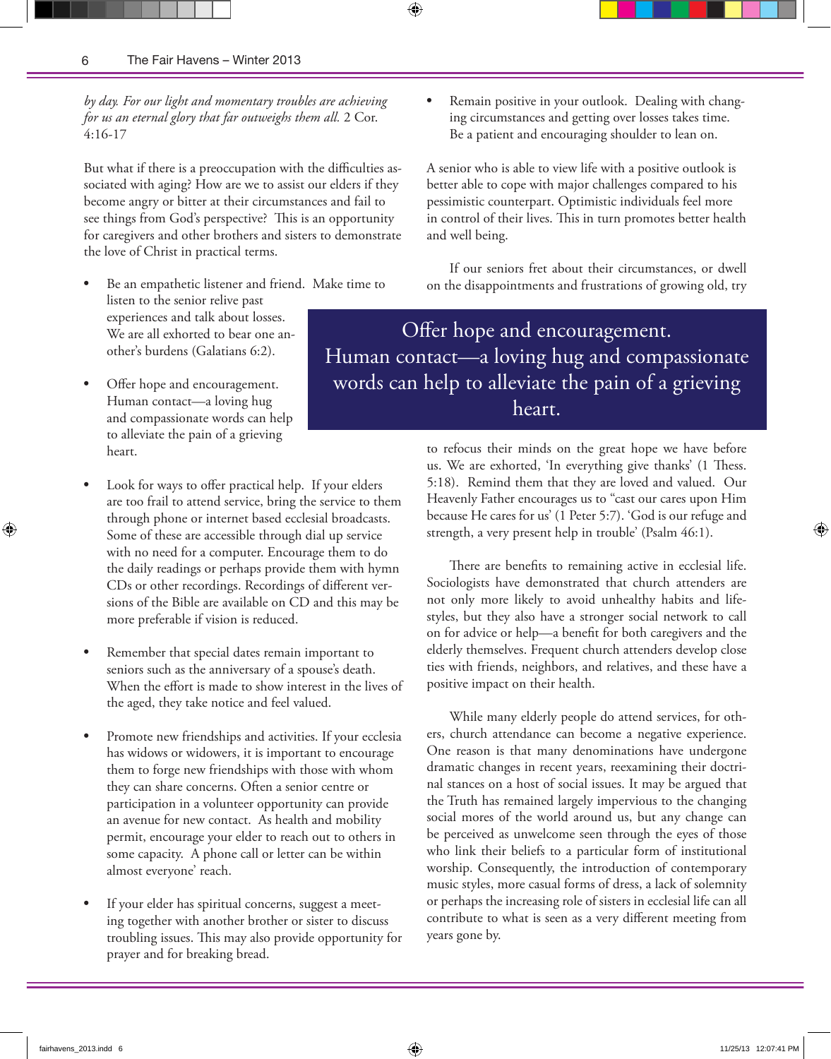*by day. For our light and momentary troubles are achieving for us an eternal glory that far outweighs them all.* 2 Cor. 4:16-17

But what if there is a preoccupation with the difficulties associated with aging? How are we to assist our elders if they become angry or bitter at their circumstances and fail to see things from God's perspective? This is an opportunity for caregivers and other brothers and sisters to demonstrate the love of Christ in practical terms.

- Be an empathetic listener and friend. Make time to listen to the senior relive past experiences and talk about losses. We are all exhorted to bear one another's burdens (Galatians 6:2).

- Offer hope and encouragement. Human contact—a loving hug and compassionate words can help to alleviate the pain of a grieving heart.

- Look for ways to offer practical help. If your elders are too frail to attend service, bring the service to them through phone or internet based ecclesial broadcasts. Some of these are accessible through dial up service with no need for a computer. Encourage them to do the daily readings or perhaps provide them with hymn CDs or other recordings. Recordings of different versions of the Bible are available on CD and this may be more preferable if vision is reduced.

- Remember that special dates remain important to seniors such as the anniversary of a spouse's death. When the effort is made to show interest in the lives of the aged, they take notice and feel valued.

- Promote new friendships and activities. If your ecclesia has widows or widowers, it is important to encourage them to forge new friendships with those with whom they can share concerns. Often a senior centre or participation in a volunteer opportunity can provide an avenue for new contact. As health and mobility permit, encourage your elder to reach out to others in some capacity. A phone call or letter can be within almost everyone' reach.

- If your elder has spiritual concerns, suggest a meeting together with another brother or sister to discuss troubling issues. This may also provide opportunity for prayer and for breaking bread.

- Remain positive in your outlook. Dealing with changing circumstances and getting over losses takes time. Be a patient and encouraging shoulder to lean on.

A senior who is able to view life with a positive outlook is better able to cope with major challenges compared to his pessimistic counterpart. Optimistic individuals feel more in control of their lives. This in turn promotes better health and well being.

If our seniors fret about their circumstances, or dwell on the disappointments and frustrations of growing old, try to refocus their minds on the great hope we have before us. We are exhorted, 'In everything give thanks' (1 Thess. 5:18). Remind them that they are loved and valued. Our Heavenly Father encourages us to "cast our cares upon Him because He cares for us' (1 Peter 5:7). 'God is our refuge and strength, a very present help in trouble' (Psalm 46:1).

> Offer hope and encouragement. Human contact—a loving hug and compassionate words can help to alleviate the pain of a grieving heart.

There are benefits to remaining active in ecclesial life. Sociologists have demonstrated that church attenders are not only more likely to avoid unhealthy habits and lifestyles, but they also have a stronger social network to call on for advice or help—a benefit for both caregivers and the elderly themselves. Frequent church attenders develop close ties with friends, neighbors, and relatives, and these have a positive impact on their health.

While many elderly people do attend services, for others, church attendance can become a negative experience. One reason is that many denominations have undergone dramatic changes in recent years, reexamining their doctrinal stances on a host of social issues. It may be argued that the Truth has remained largely impervious to the changing social mores of the world around us, but any change can be perceived as unwelcome seen through the eyes of those who link their beliefs to a particular form of institutional worship. Consequently, the introduction of contemporary music styles, more casual forms of dress, a lack of solemnity or perhaps the increasing role of sisters in ecclesial life can all contribute to what is seen as a very different meeting from years gone by.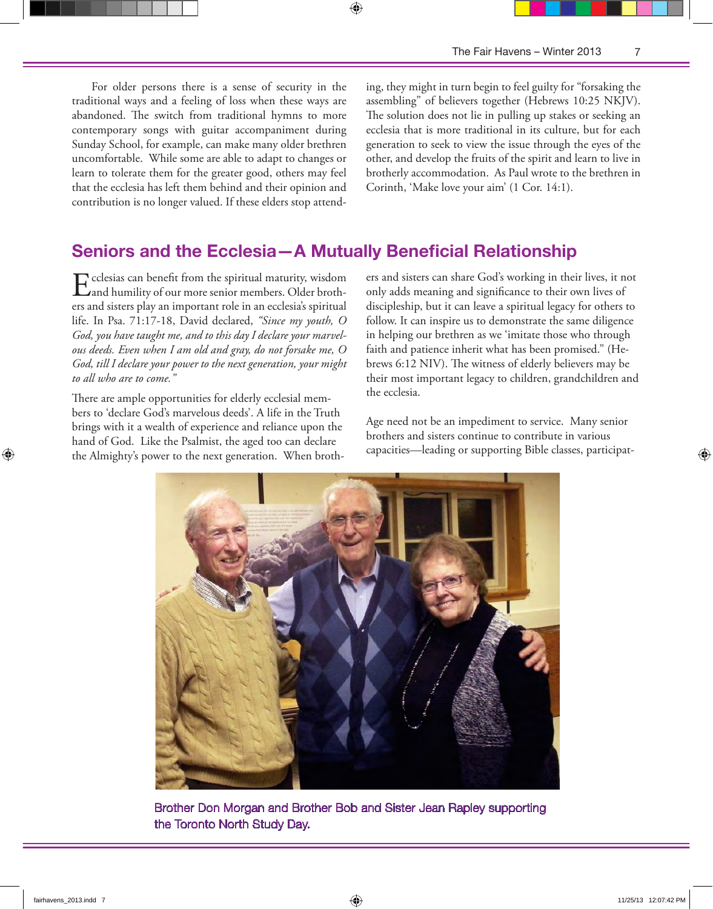For older persons there is a sense of security in the traditional ways and a feeling of loss when these ways are abandoned. The switch from traditional hymns to more contemporary songs with guitar accompaniment during Sunday School, for example, can make many older brethren uncomfortable. While some are able to adapt to changes or learn to tolerate them for the greater good, others may feel that the ecclesia has left them behind and their opinion and contribution is no longer valued. If these elders stop attending, they might in turn begin to feel guilty for "forsaking the assembling" of believers together (Hebrews 10:25 NKJV). The solution does not lie in pulling up stakes or seeking an ecclesia that is more traditional in its culture, but for each generation to seek to view the issue through the eyes of the other, and develop the fruits of the spirit and learn to live in brotherly accommodation. As Paul wrote to the brethren in Corinth, 'Make love your aim' (1 Cor. 14:1).

## Seniors and the Ecclesia—A Mutually Beneficial Relationship

Ecclesias can benefit from the spiritual maturity, wisdom and humility of our more senior members. Older brothers and sisters play an important role in an ecclesia's spiritual life. In Psa. 71:17-18, David declared, *"Since my youth, O God, you have taught me, and to this day I declare your marvelous deeds. Even when I am old and gray, do not forsake me, O God, till I declare your power to the next generation, your might to all who are to come."*

There are ample opportunities for elderly ecclesial members to 'declare God's marvelous deeds'. A life in the Truth brings with it a wealth of experience and reliance upon the hand of God. Like the Psalmist, the aged too can declare the Almighty's power to the next generation. When brothers and sisters can share God's working in their lives, it not only adds meaning and significance to their own lives of discipleship, but it can leave a spiritual legacy for others to follow. It can inspire us to demonstrate the same diligence in helping our brethren as we 'imitate those who through faith and patience inherit what has been promised." (Hebrews 6:12 NIV). The witness of elderly believers may be their most important legacy to children, grandchildren and the ecclesia.

Age need not be an impediment to service. Many senior brothers and sisters continue to contribute in various capacities—leading or supporting Bible classes, participat-

Brother Don Morgan and Brother Bob and Sister Jean Rapley supporting the Toronto North Study Day.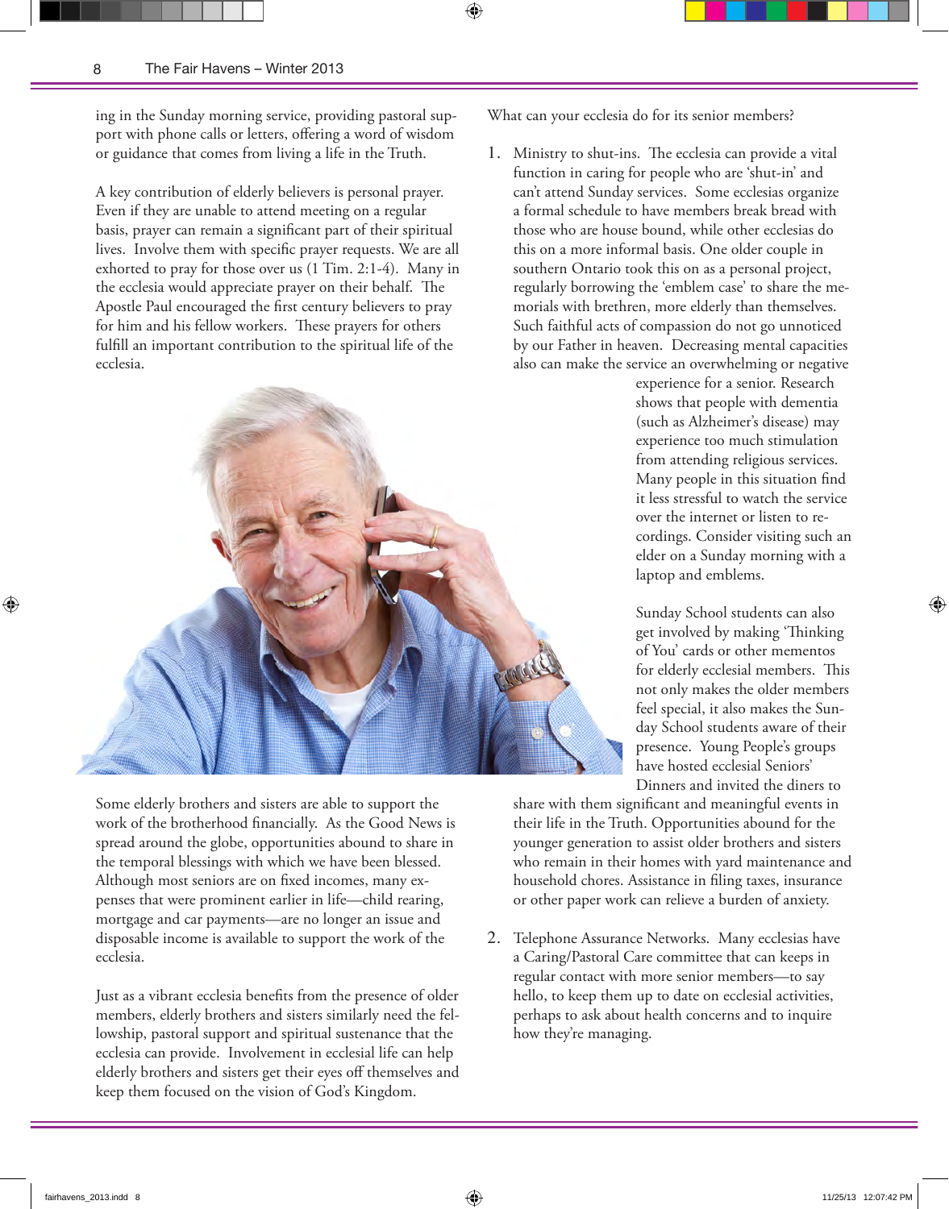ing in the Sunday morning service, providing pastoral support with phone calls or letters, offering a word of wisdom or guidance that comes from living a life in the Truth.

A key contribution of elderly believers is personal prayer. Even if they are unable to attend meeting on a regular basis, prayer can remain a significant part of their spiritual lives. Involve them with specific prayer requests. We are all exhorted to pray for those over us (1 Tim. 2:1-4). Many in the ecclesia would appreciate prayer on their behalf. The Apostle Paul encouraged the first century believers to pray for him and his fellow workers. These prayers for others fulfill an important contribution to the spiritual life of the ecclesia.

Some elderly brothers and sisters are able to support the work of the brotherhood financially. As the Good News is spread around the globe, opportunities abound to share in the temporal blessings with which we have been blessed. Although most seniors are on fixed incomes, many expenses that were prominent earlier in life—child rearing, mortgage and car payments—are no longer an issue and disposable income is available to support the work of the ecclesia.

Just as a vibrant ecclesia benefits from the presence of older members, elderly brothers and sisters similarly need the fellowship, pastoral support and spiritual sustenance that the ecclesia can provide. Involvement in ecclesial life can help elderly brothers and sisters get their eyes off themselves and keep them focused on the vision of God's Kingdom.

What can your ecclesia do for its senior members?

1. Ministry to shut-ins. The ecclesia can provide a vital function in caring for people who are 'shut-in' and can't attend Sunday services. Some ecclesias organize a formal schedule to have members break bread with those who are house bound, while other ecclesias do this on a more informal basis. One older couple in southern Ontario took this on as a personal project, regularly borrowing the 'emblem case' to share the memorials with brethren, more elderly than themselves. Such faithful acts of compassion do not go unnoticed by our Father in heaven. Decreasing mental capacities also can make the service an overwhelming or negative experience for a senior. Research shows that people with dementia (such as Alzheimer's disease) may experience too much stimulation from attending religious services. Many people in this situation find it less stressful to watch the service over the internet or listen to recordings. Consider visiting such an elder on a Sunday morning with a laptop and emblems.

   Sunday School students can also get involved by making 'Thinking of You' cards or other mementos for elderly ecclesial members. This not only makes the older members feel special, it also makes the Sunday School students aware of their presence. Young People's groups have hosted ecclesial Seniors' Dinners and invited the diners to share with them significant and meaningful events in their life in the Truth. Opportunities abound for the younger generation to assist older brothers and sisters who remain in their homes with yard maintenance and household chores. Assistance in filing taxes, insurance or other paper work can relieve a burden of anxiety.

2. Telephone Assurance Networks. Many ecclesias have a Caring/Pastoral Care committee that can keeps in regular contact with more senior members—to say hello, to keep them up to date on ecclesial activities, perhaps to ask about health concerns and to inquire how they're managing.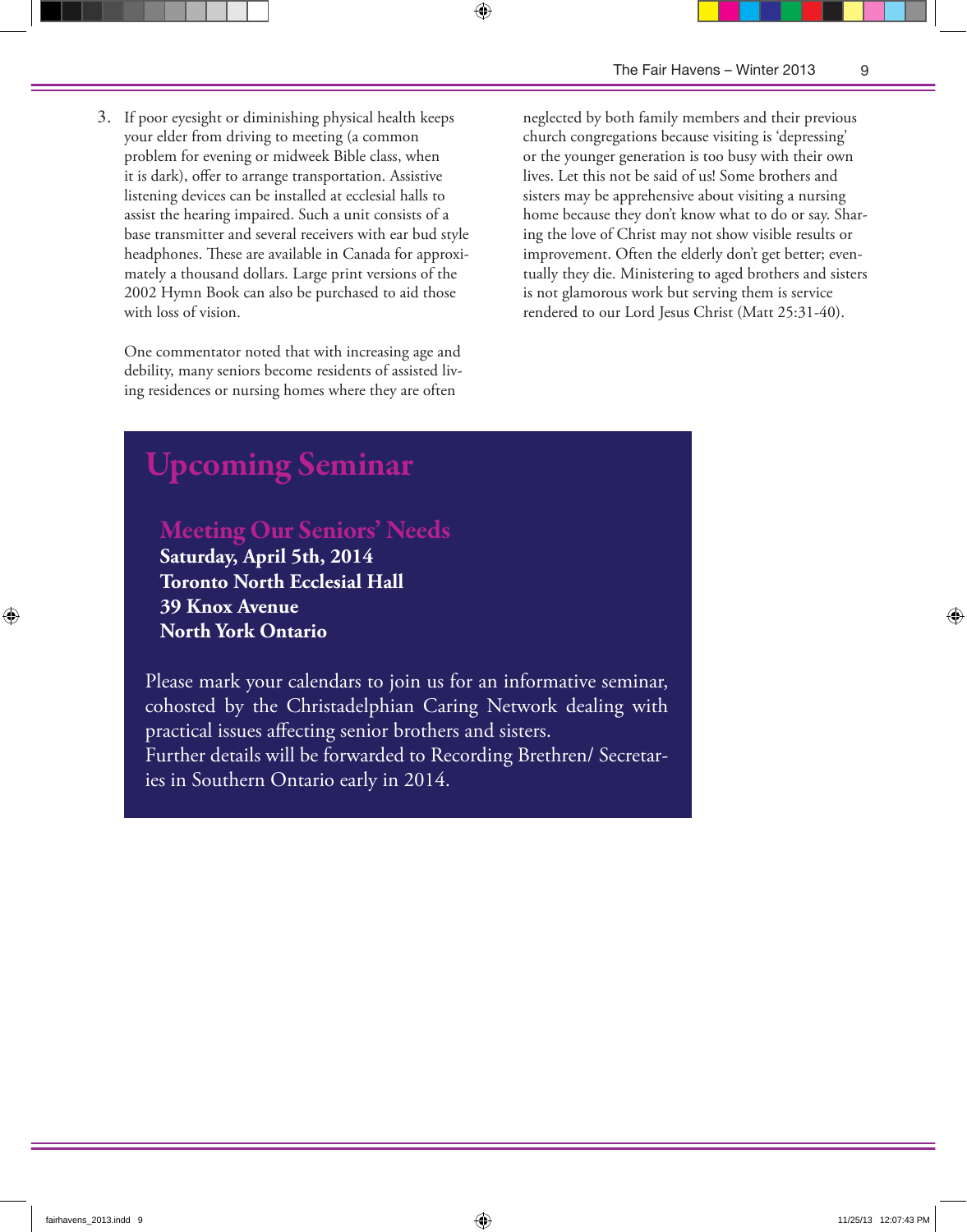3. If poor eyesight or diminishing physical health keeps your elder from driving to meeting (a common problem for evening or midweek Bible class, when it is dark), offer to arrange transportation. Assistive listening devices can be installed at ecclesial halls to assist the hearing impaired. Such a unit consists of a base transmitter and several receivers with ear bud style headphones. These are available in Canada for approximately a thousand dollars. Large print versions of the 2002 Hymn Book can also be purchased to aid those with loss of vision.

One commentator noted that with increasing age and debility, many seniors become residents of assisted living residences or nursing homes where they are often neglected by both family members and their previous church congregations because visiting is 'depressing' or the younger generation is too busy with their own lives. Let this not be said of us! Some brothers and sisters may be apprehensive about visiting a nursing home because they don't know what to do or say. Sharing the love of Christ may not show visible results or improvement. Often the elderly don't get better; eventually they die. Ministering to aged brothers and sisters is not glamorous work but serving them is service rendered to our Lord Jesus Christ (Matt 25:31-40).

# Upcoming Seminar

## Meeting Our Seniors' Needs

**Saturday, April 5th, 2014**
**Toronto North Ecclesial Hall**
**39 Knox Avenue**
**North York Ontario**

Please mark your calendars to join us for an informative seminar, cohosted by the Christadelphian Caring Network dealing with practical issues affecting senior brothers and sisters.
Further details will be forwarded to Recording Brethren/ Secretaries in Southern Ontario early in 2014.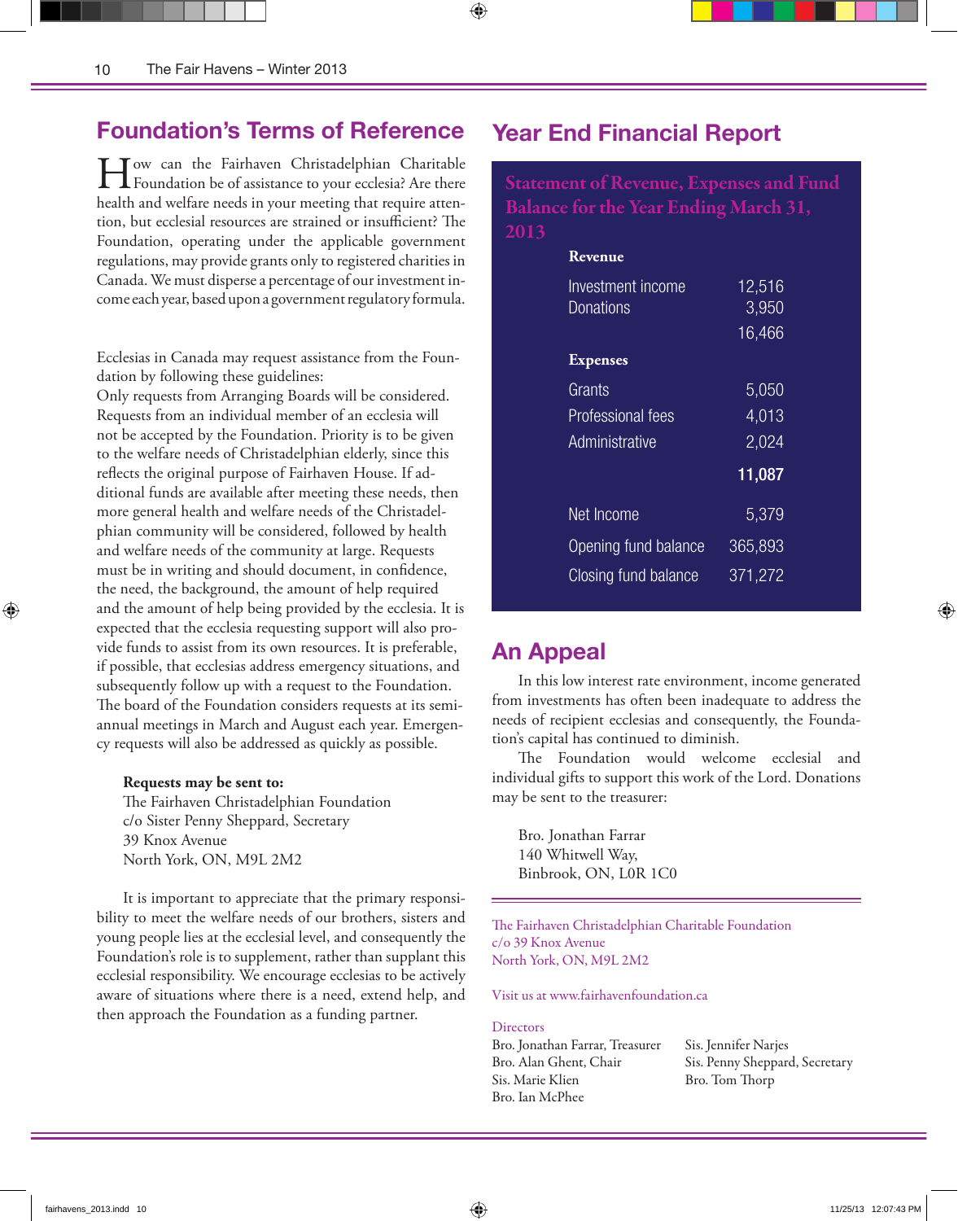## Foundation's Terms of Reference

How can the Fairhaven Christadelphian Charitable Foundation be of assistance to your ecclesia? Are there health and welfare needs in your meeting that require attention, but ecclesial resources are strained or insufficient? The Foundation, operating under the applicable government regulations, may provide grants only to registered charities in Canada. We must disperse a percentage of our investment income each year, based upon a government regulatory formula.

Ecclesias in Canada may request assistance from the Foundation by following these guidelines:
Only requests from Arranging Boards will be considered. Requests from an individual member of an ecclesia will not be accepted by the Foundation. Priority is to be given to the welfare needs of Christadelphian elderly, since this reflects the original purpose of Fairhaven House. If additional funds are available after meeting these needs, then more general health and welfare needs of the Christadelphian community will be considered, followed by health and welfare needs of the community at large. Requests must be in writing and should document, in confidence, the need, the background, the amount of help required and the amount of help being provided by the ecclesia. It is expected that the ecclesia requesting support will also provide funds to assist from its own resources. It is preferable, if possible, that ecclesias address emergency situations, and subsequently follow up with a request to the Foundation. The board of the Foundation considers requests at its semi-annual meetings in March and August each year. Emergency requests will also be addressed as quickly as possible.

**Requests may be sent to:**
The Fairhaven Christadelphian Foundation
c/o Sister Penny Sheppard, Secretary
39 Knox Avenue
North York, ON, M9L 2M2

It is important to appreciate that the primary responsibility to meet the welfare needs of our brothers, sisters and young people lies at the ecclesial level, and consequently the Foundation's role is to supplement, rather than supplant this ecclesial responsibility. We encourage ecclesias to be actively aware of situations where there is a need, extend help, and then approach the Foundation as a funding partner.

## Year End Financial Report

### Statement of Revenue, Expenses and Fund Balance for the Year Ending March 31, 2013

| | |
|---|---|
| **Revenue** | |
| Investment income | 12,516 |
| Donations | 3,950 |
| | 16,466 |
| **Expenses** | |
| Grants | 5,050 |
| Professional fees | 4,013 |
| Administrative | 2,024 |
| | **11,087** |
| Net Income | 5,379 |
| Opening fund balance | 365,893 |
| Closing fund balance | 371,272 |

## An Appeal

In this low interest rate environment, income generated from investments has often been inadequate to address the needs of recipient ecclesias and consequently, the Foundation's capital has continued to diminish.

The Foundation would welcome ecclesial and individual gifts to support this work of the Lord. Donations may be sent to the treasurer:

Bro. Jonathan Farrar
140 Whitwell Way,
Binbrook, ON, L0R 1C0

---

The Fairhaven Christadelphian Charitable Foundation
c/o 39 Knox Avenue
North York, ON, M9L 2M2

Visit us at www.fairhavenfoundation.ca

Directors
Bro. Jonathan Farrar, Treasurer
Bro. Alan Ghent, Chair
Sis. Marie Klien
Bro. Ian McPhee
Sis. Jennifer Narjes
Sis. Penny Sheppard, Secretary
Bro. Tom Thorp